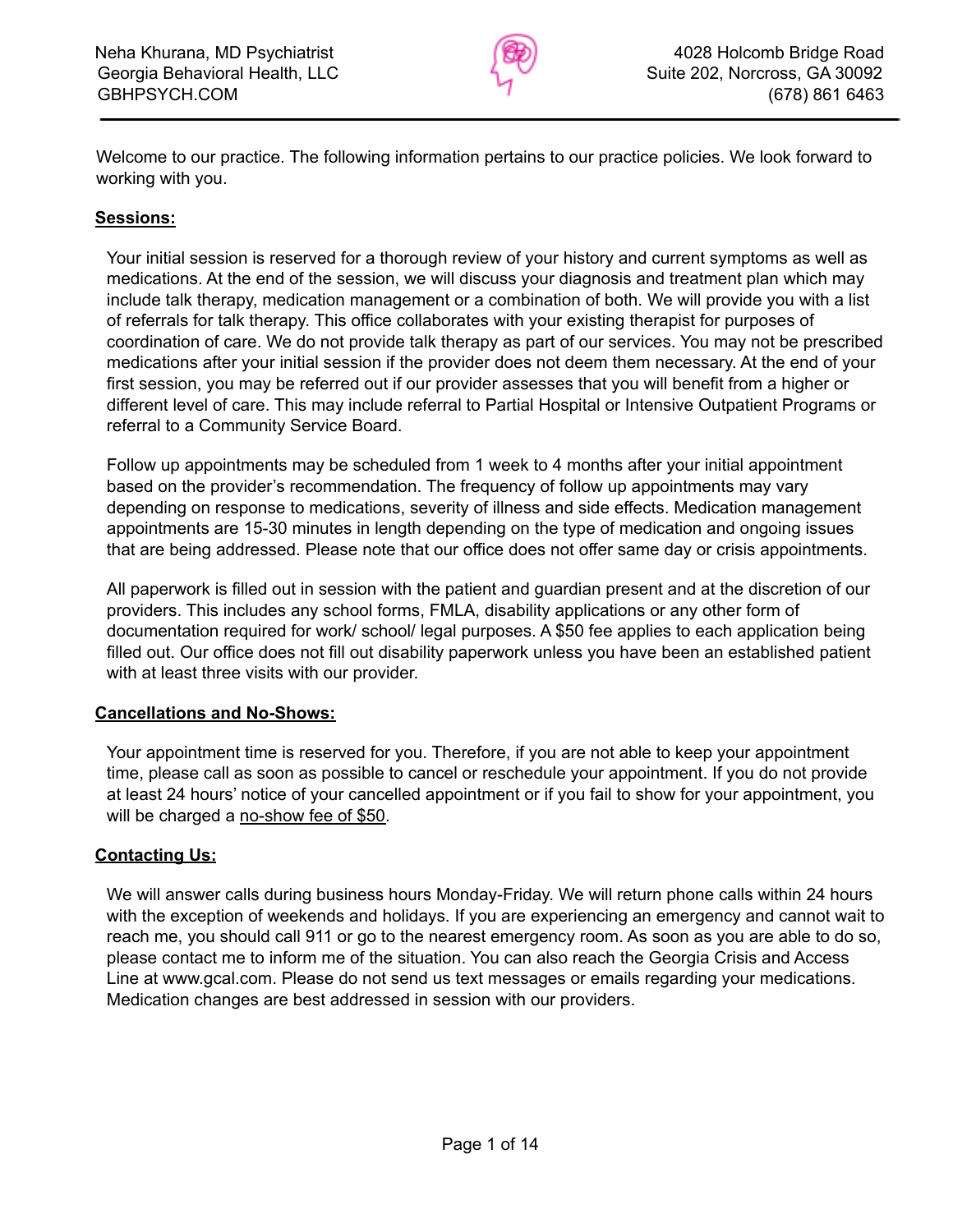Neha Khurana, MD Psychiatrist
Georgia Behavioral Health, LLC
GBHPSYCH.COM

4028 Holcomb Bridge Road
Suite 202, Norcross, GA 30092
(678) 861 6463

Welcome to our practice. The following information pertains to our practice policies. We look forward to working with you.

**Sessions:**

Your initial session is reserved for a thorough review of your history and current symptoms as well as medications. At the end of the session, we will discuss your diagnosis and treatment plan which may include talk therapy, medication management or a combination of both. We will provide you with a list of referrals for talk therapy. This office collaborates with your existing therapist for purposes of coordination of care. We do not provide talk therapy as part of our services. You may not be prescribed medications after your initial session if the provider does not deem them necessary. At the end of your first session, you may be referred out if our provider assesses that you will benefit from a higher or different level of care. This may include referral to Partial Hospital or Intensive Outpatient Programs or referral to a Community Service Board.

Follow up appointments may be scheduled from 1 week to 4 months after your initial appointment based on the provider's recommendation. The frequency of follow up appointments may vary depending on response to medications, severity of illness and side effects. Medication management appointments are 15-30 minutes in length depending on the type of medication and ongoing issues that are being addressed. Please note that our office does not offer same day or crisis appointments.

All paperwork is filled out in session with the patient and guardian present and at the discretion of our providers. This includes any school forms, FMLA, disability applications or any other form of documentation required for work/ school/ legal purposes. A $50 fee applies to each application being filled out. Our office does not fill out disability paperwork unless you have been an established patient with at least three visits with our provider.

**Cancellations and No-Shows:**

Your appointment time is reserved for you. Therefore, if you are not able to keep your appointment time, please call as soon as possible to cancel or reschedule your appointment. If you do not provide at least 24 hours' notice of your cancelled appointment or if you fail to show for your appointment, you will be charged a no-show fee of $50.

**Contacting Us:**

We will answer calls during business hours Monday-Friday. We will return phone calls within 24 hours with the exception of weekends and holidays. If you are experiencing an emergency and cannot wait to reach me, you should call 911 or go to the nearest emergency room. As soon as you are able to do so, please contact me to inform me of the situation. You can also reach the Georgia Crisis and Access Line at www.gcal.com. Please do not send us text messages or emails regarding your medications. Medication changes are best addressed in session with our providers.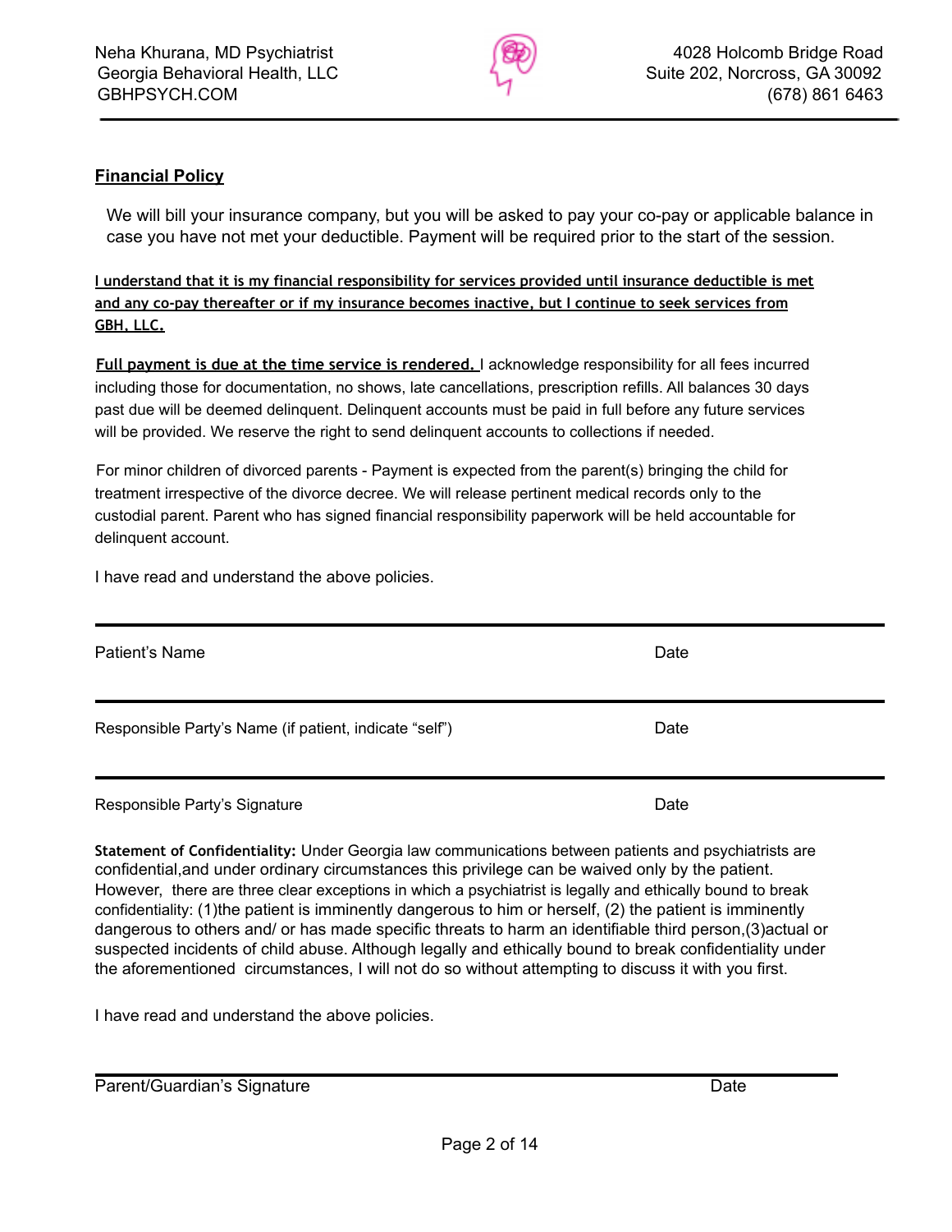Neha Khurana, MD Psychiatrist
Georgia Behavioral Health, LLC
GBHPSYCH.COM

4028 Holcomb Bridge Road
Suite 202, Norcross, GA 30092
(678) 861 6463

## Financial Policy

We will bill your insurance company, but you will be asked to pay your co-pay or applicable balance in case you have not met your deductible. Payment will be required prior to the start of the session.

**I understand that it is my financial responsibility for services provided until insurance deductible is met and any co-pay thereafter or if my insurance becomes inactive, but I continue to seek services from GBH, LLC.**

**Full payment is due at the time service is rendered.** I acknowledge responsibility for all fees incurred including those for documentation, no shows, late cancellations, prescription refills. All balances 30 days past due will be deemed delinquent. Delinquent accounts must be paid in full before any future services will be provided. We reserve the right to send delinquent accounts to collections if needed.

For minor children of divorced parents - Payment is expected from the parent(s) bringing the child for treatment irrespective of the divorce decree. We will release pertinent medical records only to the custodial parent. Parent who has signed financial responsibility paperwork will be held accountable for delinquent account.

I have read and understand the above policies.

Patient's Name ____________________ Date __________

Responsible Party's Name (if patient, indicate "self") ____________________ Date __________

Responsible Party's Signature ____________________ Date __________

**Statement of Confidentiality:** Under Georgia law communications between patients and psychiatrists are confidential,and under ordinary circumstances this privilege can be waived only by the patient. However, there are three clear exceptions in which a psychiatrist is legally and ethically bound to break confidentiality: (1)the patient is imminently dangerous to him or herself, (2) the patient is imminently dangerous to others and/ or has made specific threats to harm an identifiable third person,(3)actual or suspected incidents of child abuse. Although legally and ethically bound to break confidentiality under the aforementioned circumstances, I will not do so without attempting to discuss it with you first.

I have read and understand the above policies.

Parent/Guardian's Signature ____________________ Date __________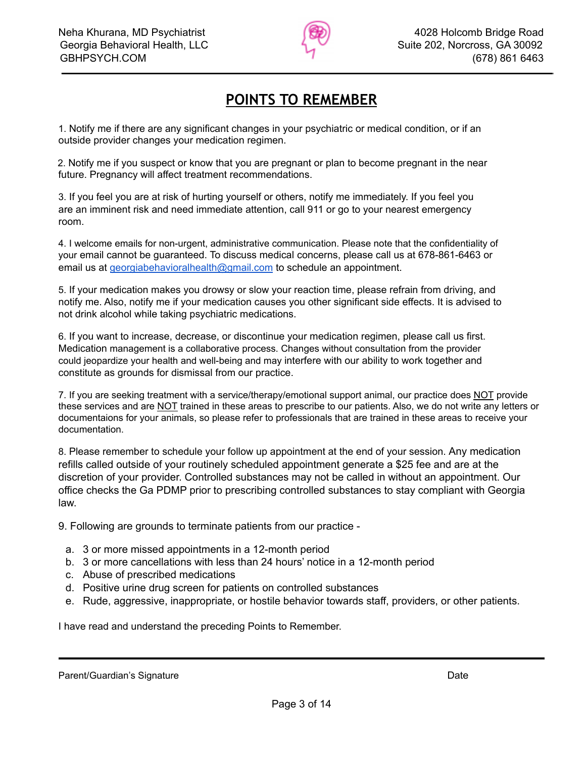# POINTS TO REMEMBER

1. Notify me if there are any significant changes in your psychiatric or medical condition, or if an outside provider changes your medication regimen.

2. Notify me if you suspect or know that you are pregnant or plan to become pregnant in the near future. Pregnancy will affect treatment recommendations.

3. If you feel you are at risk of hurting yourself or others, notify me immediately. If you feel you are an imminent risk and need immediate attention, call 911 or go to your nearest emergency room.

4. I welcome emails for non-urgent, administrative communication. Please note that the confidentiality of your email cannot be guaranteed. To discuss medical concerns, please call us at 678-861-6463 or email us at georgiabehavioralhealth@gmail.com to schedule an appointment.

5. If your medication makes you drowsy or slow your reaction time, please refrain from driving, and notify me. Also, notify me if your medication causes you other significant side effects. It is advised to not drink alcohol while taking psychiatric medications.

6. If you want to increase, decrease, or discontinue your medication regimen, please call us first. Medication management is a collaborative process. Changes without consultation from the provider could jeopardize your health and well-being and may interfere with our ability to work together and constitute as grounds for dismissal from our practice.

7. If you are seeking treatment with a service/therapy/emotional support animal, our practice does NOT provide these services and are NOT trained in these areas to prescribe to our patients. Also, we do not write any letters or documentaions for your animals, so please refer to professionals that are trained in these areas to receive your documentation.

8. Please remember to schedule your follow up appointment at the end of your session. Any medication refills called outside of your routinely scheduled appointment generate a $25 fee and are at the discretion of your provider. Controlled substances may not be called in without an appointment. Our office checks the Ga PDMP prior to prescribing controlled substances to stay compliant with Georgia law.

9. Following are grounds to terminate patients from our practice -

   a. 3 or more missed appointments in a 12-month period
   b. 3 or more cancellations with less than 24 hours' notice in a 12-month period
   c. Abuse of prescribed medications
   d. Positive urine drug screen for patients on controlled substances
   e. Rude, aggressive, inappropriate, or hostile behavior towards staff, providers, or other patients.

I have read and understand the preceding Points to Remember.

Parent/Guardian's Signature                                        Date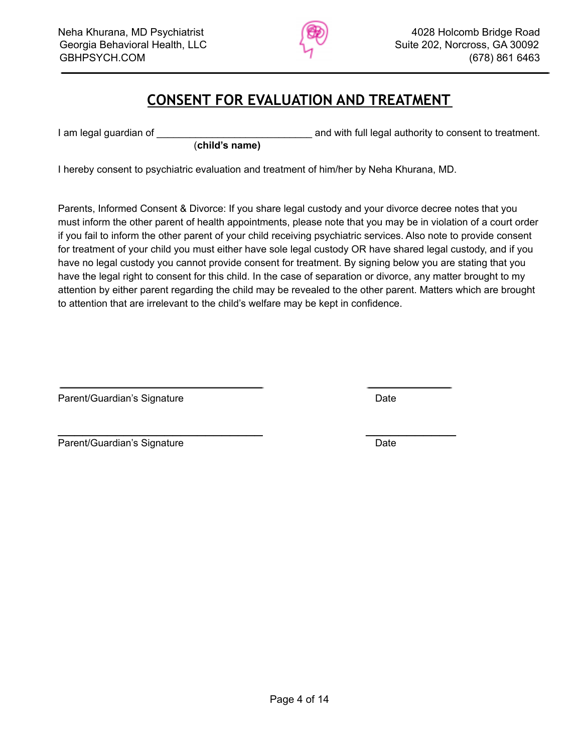Neha Khurana, MD Psychiatrist
Georgia Behavioral Health, LLC
GBHPSYCH.COM

4028 Holcomb Bridge Road
Suite 202, Norcross, GA 30092
(678) 861 6463

# CONSENT FOR EVALUATION AND TREATMENT

I am legal guardian of ____________________________ and with full legal authority to consent to treatment.
(**child's name**)

I hereby consent to psychiatric evaluation and treatment of him/her by Neha Khurana, MD.

Parents, Informed Consent & Divorce: If you share legal custody and your divorce decree notes that you must inform the other parent of health appointments, please note that you may be in violation of a court order if you fail to inform the other parent of your child receiving psychiatric services. Also note to provide consent for treatment of your child you must either have sole legal custody OR have shared legal custody, and if you have no legal custody you cannot provide consent for treatment. By signing below you are stating that you have the legal right to consent for this child. In the case of separation or divorce, any matter brought to my attention by either parent regarding the child may be revealed to the other parent. Matters which are brought to attention that are irrelevant to the child's welfare may be kept in confidence.

_________________________________ _______________
Parent/Guardian's Signature Date

_________________________________ _______________
Parent/Guardian's Signature Date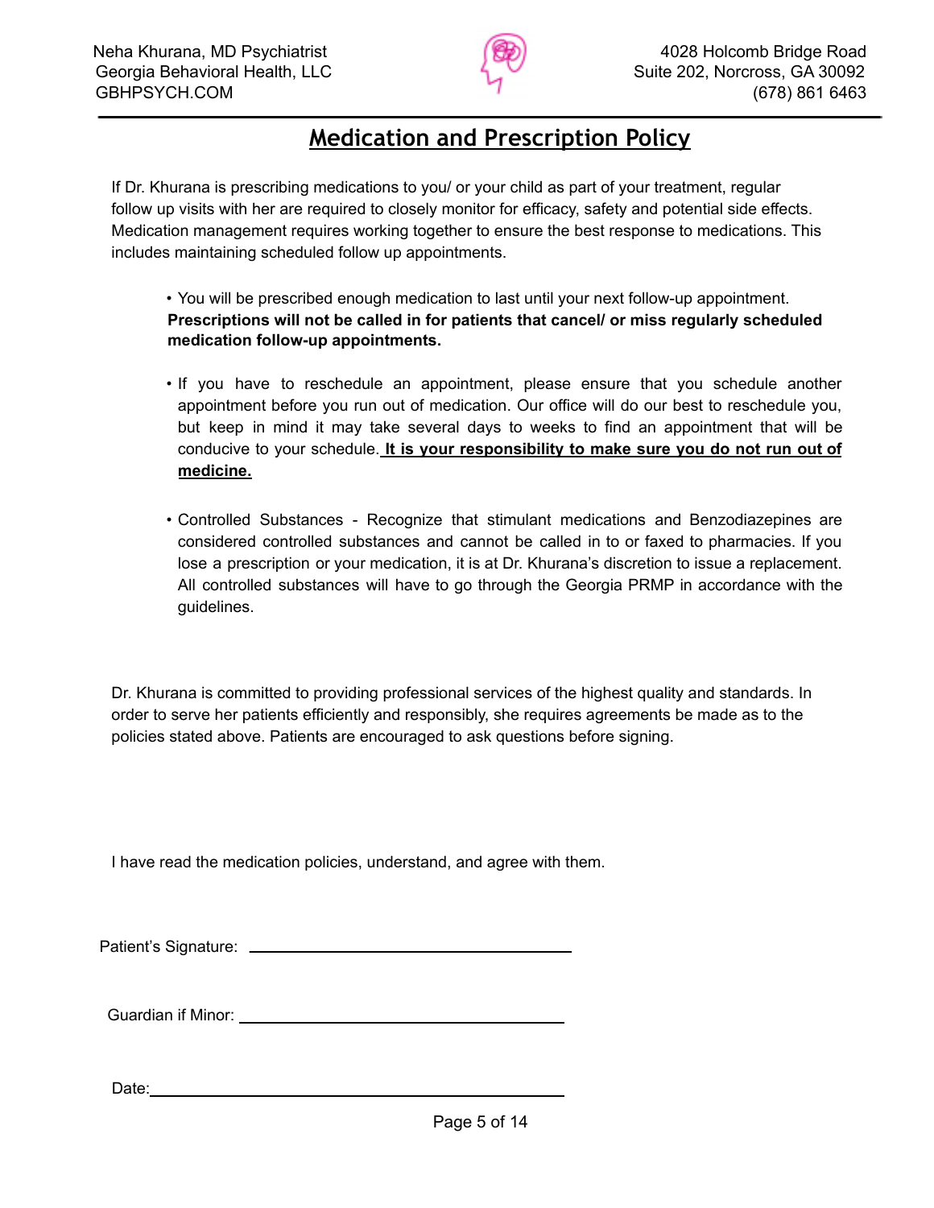Neha Khurana, MD Psychiatrist
Georgia Behavioral Health, LLC
GBHPSYCH.COM

4028 Holcomb Bridge Road
Suite 202, Norcross, GA 30092
(678) 861 6463

# Medication and Prescription Policy

If Dr. Khurana is prescribing medications to you/ or your child as part of your treatment, regular follow up visits with her are required to closely monitor for efficacy, safety and potential side effects. Medication management requires working together to ensure the best response to medications. This includes maintaining scheduled follow up appointments.

- You will be prescribed enough medication to last until your next follow-up appointment. **Prescriptions will not be called in for patients that cancel/ or miss regularly scheduled medication follow-up appointments.**

- If you have to reschedule an appointment, please ensure that you schedule another appointment before you run out of medication. Our office will do our best to reschedule you, but keep in mind it may take several days to weeks to find an appointment that will be conducive to your schedule. **It is your responsibility to make sure you do not run out of medicine.**

- Controlled Substances - Recognize that stimulant medications and Benzodiazepines are considered controlled substances and cannot be called in to or faxed to pharmacies. If you lose a prescription or your medication, it is at Dr. Khurana's discretion to issue a replacement. All controlled substances will have to go through the Georgia PRMP in accordance with the guidelines.

Dr. Khurana is committed to providing professional services of the highest quality and standards. In order to serve her patients efficiently and responsibly, she requires agreements be made as to the policies stated above. Patients are encouraged to ask questions before signing.

I have read the medication policies, understand, and agree with them.

Patient's Signature: ______________________________

Guardian if Minor: ______________________________

Date: ______________________________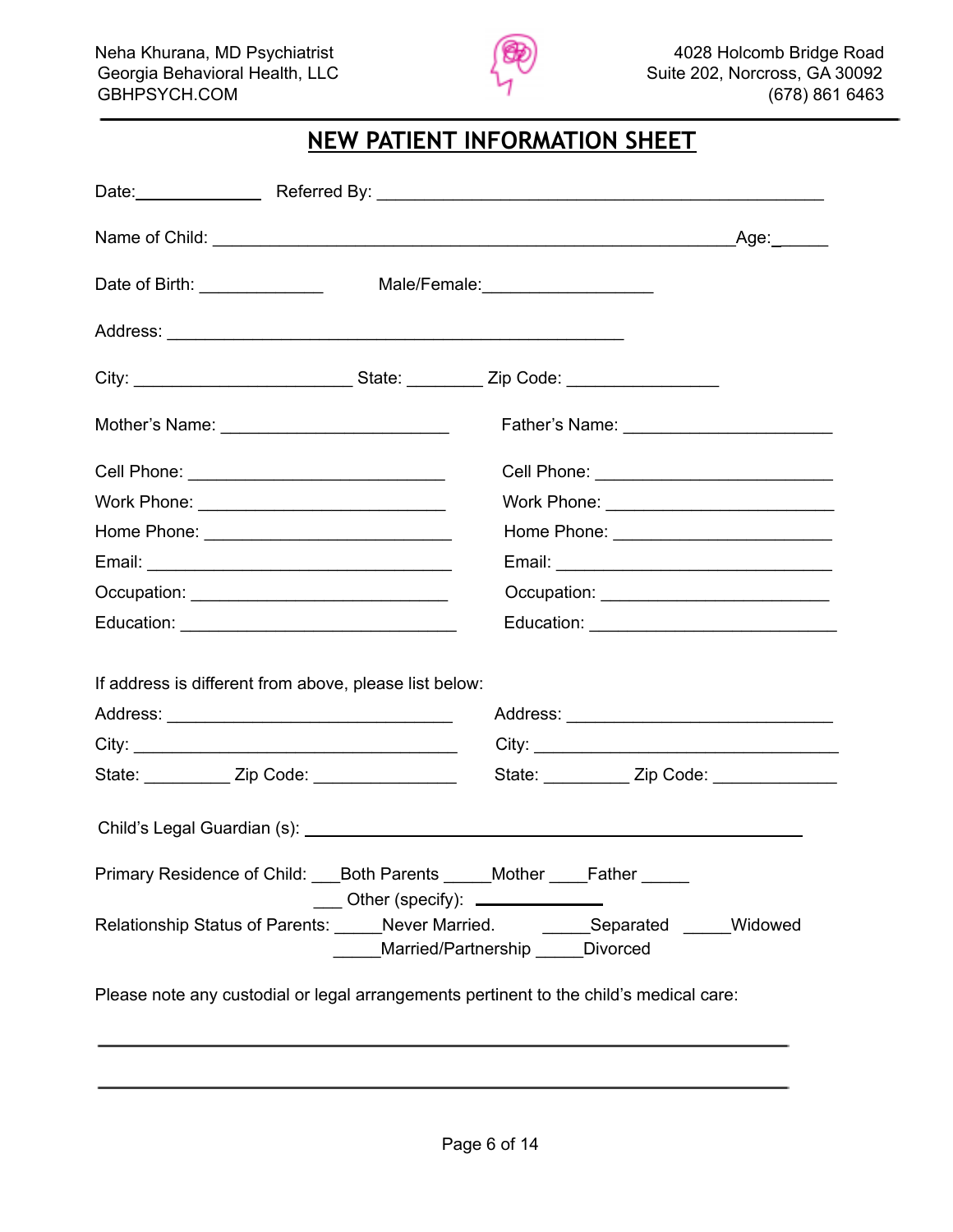Neha Khurana, MD Psychiatrist
Georgia Behavioral Health, LLC
GBHPSYCH.COM

4028 Holcomb Bridge Road
Suite 202, Norcross, GA 30092
(678) 861 6463

# NEW PATIENT INFORMATION SHEET

Date:______________ Referred By: _______________________________________________

Name of Child: _______________________________________________________Age:______

Date of Birth: _____________ Male/Female:_________________

Address: _______________________________________________

City: ______________________ State: ________ Zip Code: _______________

Mother's Name: _______________________

Cell Phone: __________________________
Work Phone: _________________________
Home Phone: _________________________
Email: _______________________________
Occupation: __________________________
Education: ___________________________

Father's Name: ______________________

Cell Phone: _________________________
Work Phone: ________________________
Home Phone: ________________________
Email: _____________________________
Occupation: _________________________
Education: __________________________

If address is different from above, please list below:

Address: ______________________________
City: _________________________________
State: _________ Zip Code: ______________

Address: ____________________________
City: _______________________________
State: _________ Zip Code: _____________

Child's Legal Guardian (s): ____________________________________________________

Primary Residence of Child: ___Both Parents _____Mother ____Father _____ ___ Other (specify): _____________

Relationship Status of Parents: _____Never Married. _____Separated _____Widowed _____Married/Partnership _____Divorced

Please note any custodial or legal arrangements pertinent to the child's medical care:

___________________________________________________________________________

___________________________________________________________________________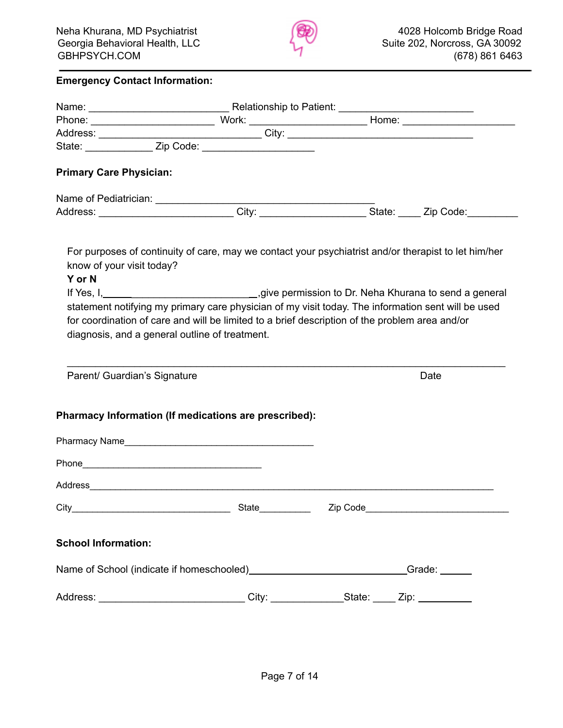Neha Khurana, MD Psychiatrist
Georgia Behavioral Health, LLC
GBHPSYCH.COM

4028 Holcomb Bridge Road
Suite 202, Norcross, GA 30092
(678) 861 6463

**Emergency Contact Information:**

Name: ________________________ Relationship to Patient: _______________________
Phone: _____________________ Work: ____________________ Home: ___________________
Address: ____________________________ City: _______________________________
State: ___________ Zip Code: ___________________

**Primary Care Physician:**

Name of Pediatrician: _____________________________________
Address: _______________________ City: __________________ State: ____ Zip Code:_________

For purposes of continuity of care, may we contact your psychiatrist and/or therapist to let him/her know of your visit today?

**Y or N**

If Yes, I,___________________________,give permission to Dr. Neha Khurana to send a general statement notifying my primary care physician of my visit today. The information sent will be used for coordination of care and will be limited to a brief description of the problem area and/or diagnosis, and a general outline of treatment.

___________________________________________________________________________

Parent/ Guardian's Signature                                                                 Date

**Pharmacy Information (If medications are prescribed):**

Pharmacy Name____________________________________

Phone__________________________________

Address_____________________________________________________________________

City_____________________________ State_________ Zip Code___________________________

**School Information:**

Name of School (indicate if homeschooled)____________________________Grade: _____

Address: _________________________ City: ____________State: ____ Zip: _________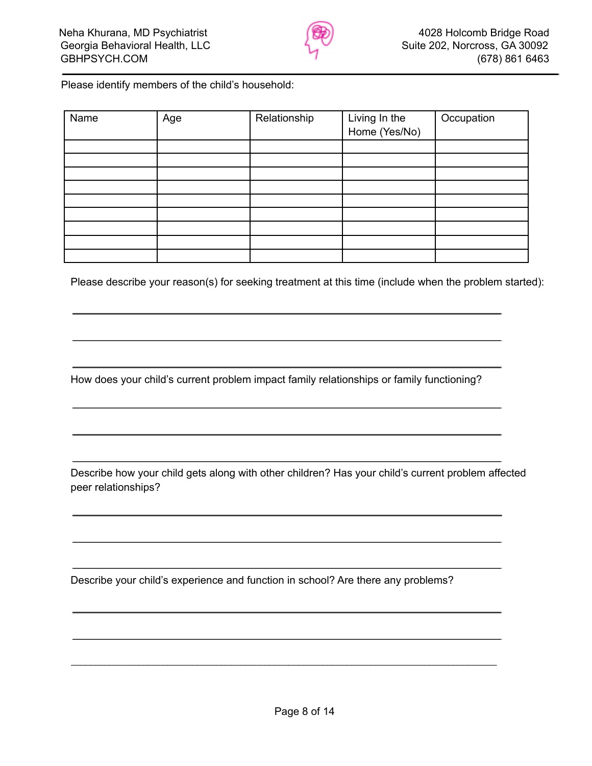Please identify members of the child's household:

| Name | Age | Relationship | Living In the Home (Yes/No) | Occupation |
|---|---|---|---|---|
| | | | | |
| | | | | |
| | | | | |
| | | | | |
| | | | | |
| | | | | |
| | | | | |
| | | | | |
| | | | | |

Please describe your reason(s) for seeking treatment at this time (include when the problem started):

______________________________________________________________________________

______________________________________________________________________________

______________________________________________________________________________

How does your child's current problem impact family relationships or family functioning?

______________________________________________________________________________

______________________________________________________________________________

______________________________________________________________________________

Describe how your child gets along with other children? Has your child's current problem affected peer relationships?

______________________________________________________________________________

______________________________________________________________________________

______________________________________________________________________________

Describe your child's experience and function in school? Are there any problems?

______________________________________________________________________________

______________________________________________________________________________

______________________________________________________________________________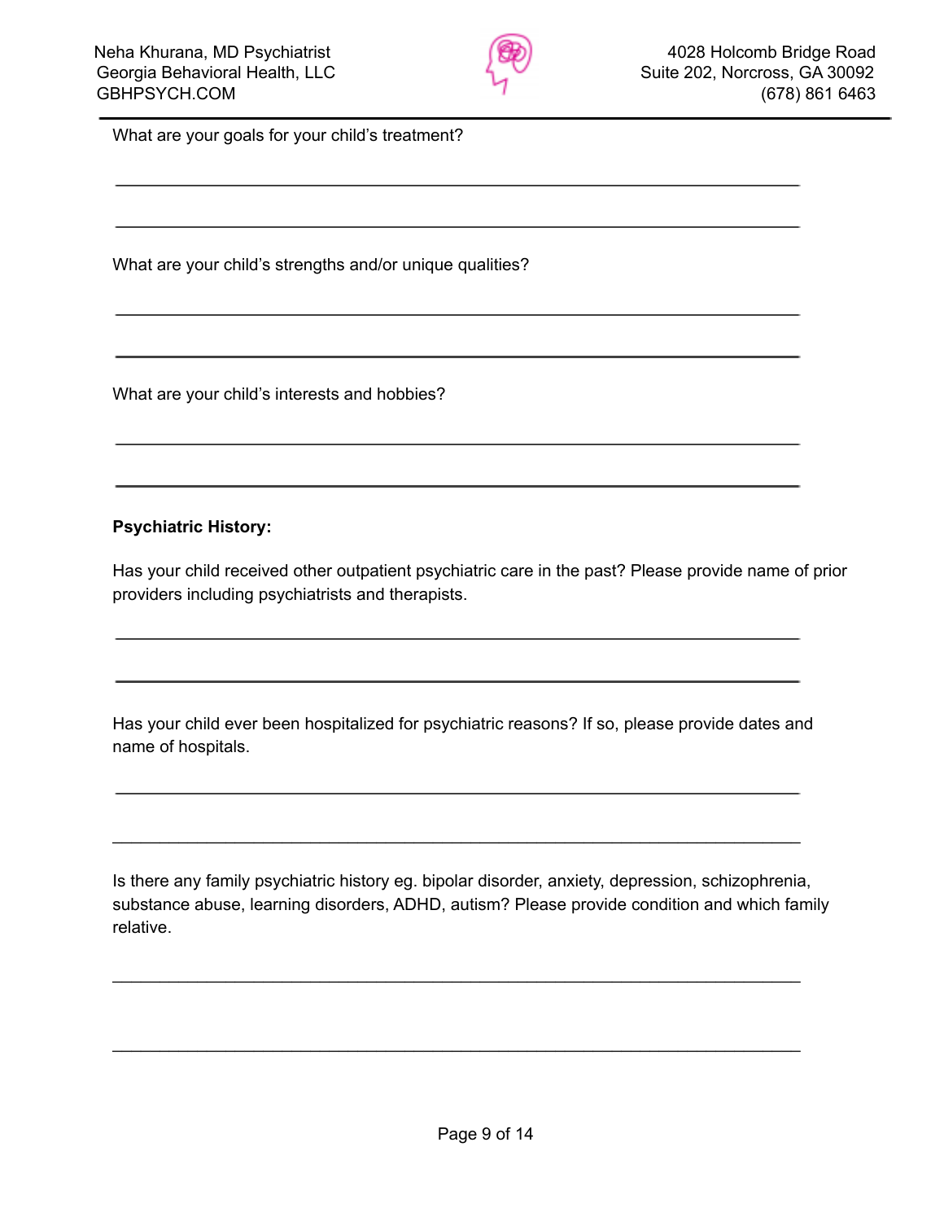What are your goals for your child's treatment?

_______________________________________________________________________________

_______________________________________________________________________________

What are your child's strengths and/or unique qualities?

_______________________________________________________________________________

_______________________________________________________________________________

What are your child's interests and hobbies?

_______________________________________________________________________________

_______________________________________________________________________________

**Psychiatric History:**

Has your child received other outpatient psychiatric care in the past? Please provide name of prior providers including psychiatrists and therapists.

_______________________________________________________________________________

_______________________________________________________________________________

Has your child ever been hospitalized for psychiatric reasons? If so, please provide dates and name of hospitals.

_______________________________________________________________________________

_______________________________________________________________________________

Is there any family psychiatric history eg. bipolar disorder, anxiety, depression, schizophrenia, substance abuse, learning disorders, ADHD, autism? Please provide condition and which family relative.

_______________________________________________________________________________

_______________________________________________________________________________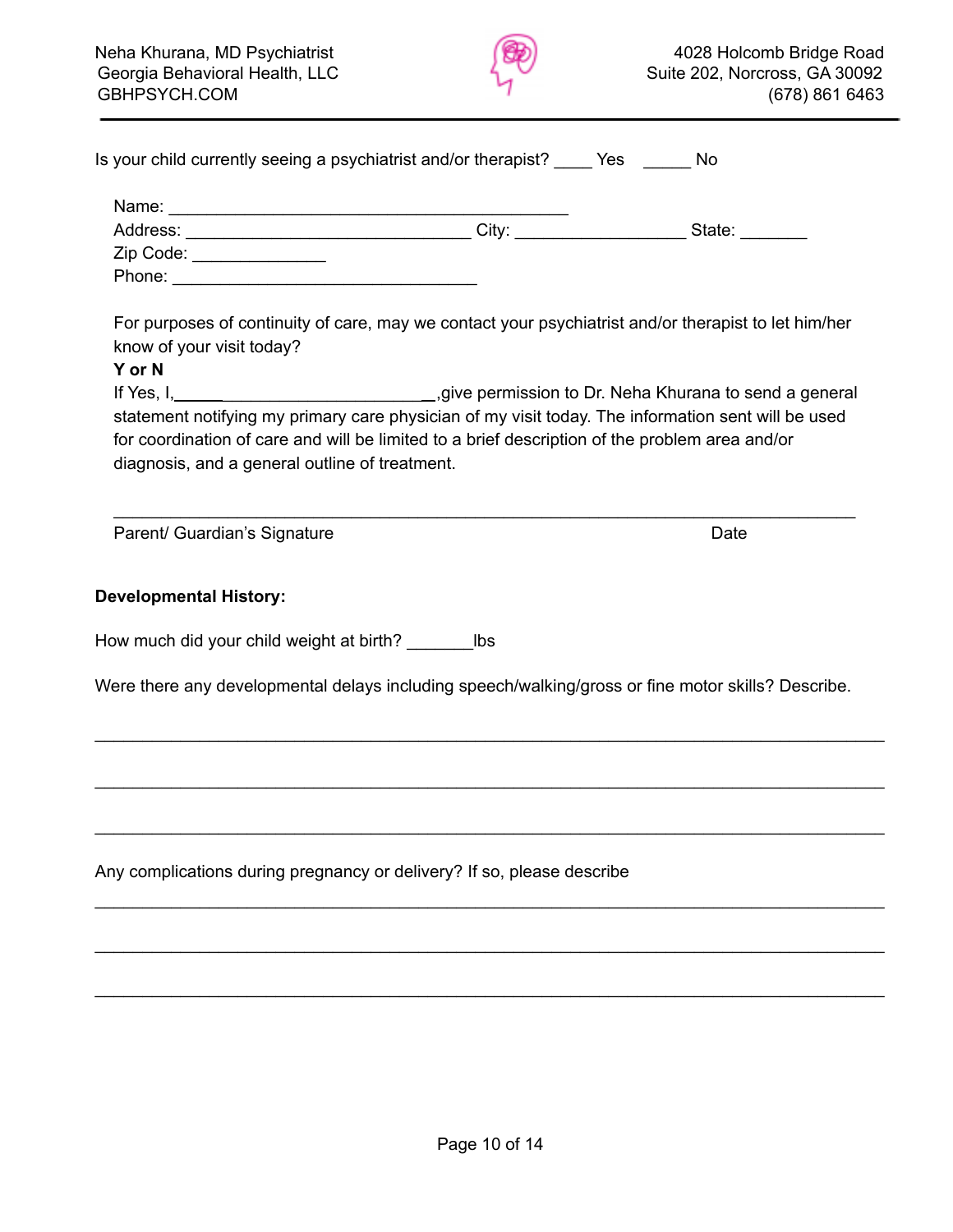Is your child currently seeing a psychiatrist and/or therapist? ____ Yes _____ No

Name: ___________________________________________

Address: ______________________________ City: __________________ State: _______

Zip Code: ______________

Phone: ________________________________

For purposes of continuity of care, may we contact your psychiatrist and/or therapist to let him/her know of your visit today?

**Y or N**

If Yes, I,____________________________,give permission to Dr. Neha Khurana to send a general statement notifying my primary care physician of my visit today. The information sent will be used for coordination of care and will be limited to a brief description of the problem area and/or diagnosis, and a general outline of treatment.

_______________________________________________________________________________

Parent/ Guardian's Signature Date

**Developmental History:**

How much did your child weight at birth? _______lbs

Were there any developmental delays including speech/walking/gross or fine motor skills? Describe.

_______________________________________________________________________________

_______________________________________________________________________________

_______________________________________________________________________________

Any complications during pregnancy or delivery? If so, please describe

_______________________________________________________________________________

_______________________________________________________________________________

_______________________________________________________________________________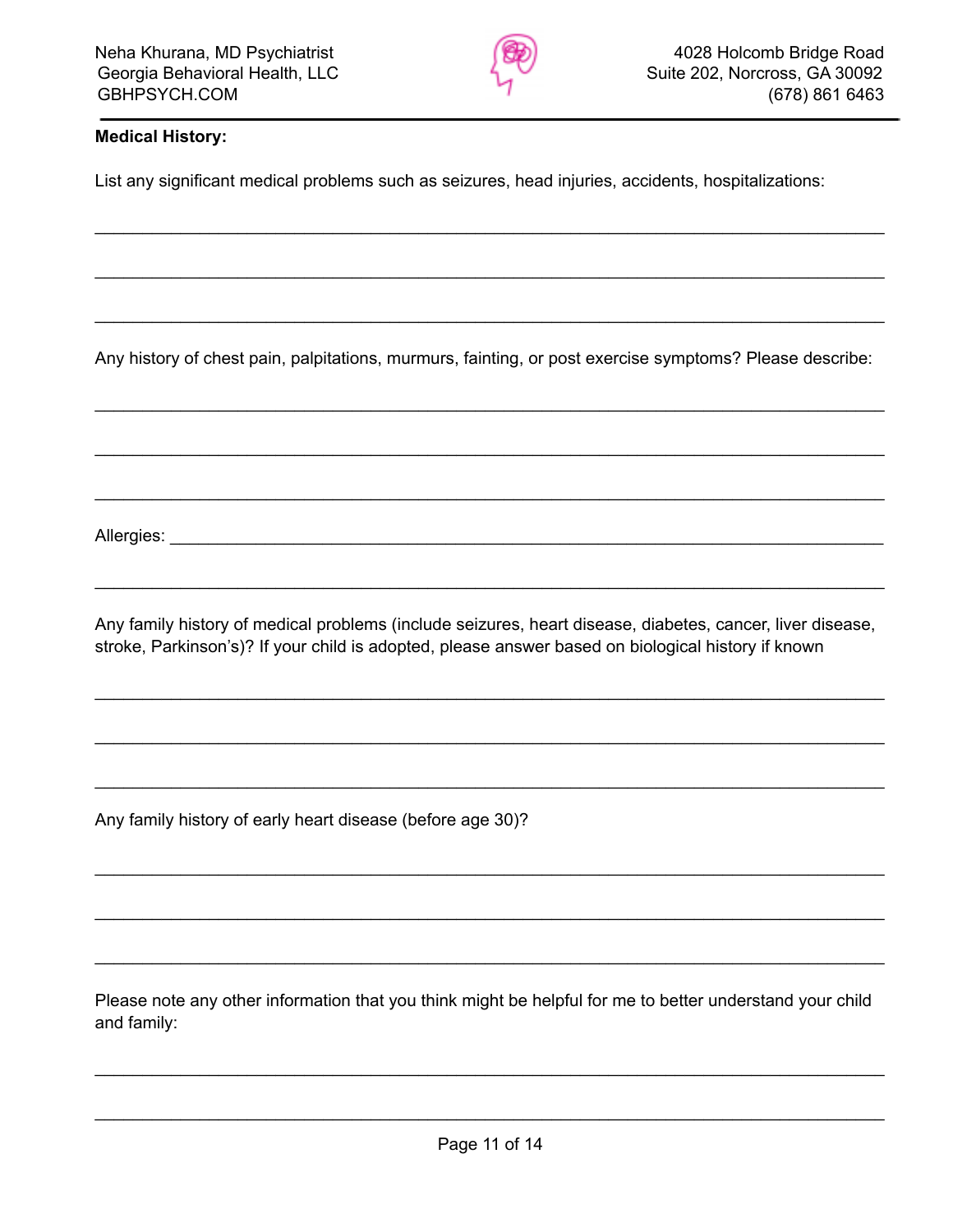**Medical History:**

List any significant medical problems such as seizures, head injuries, accidents, hospitalizations:

___________________________________________________________________________

___________________________________________________________________________

___________________________________________________________________________

Any history of chest pain, palpitations, murmurs, fainting, or post exercise symptoms? Please describe:

___________________________________________________________________________

___________________________________________________________________________

___________________________________________________________________________

Allergies: ________________________________________________________________

___________________________________________________________________________

Any family history of medical problems (include seizures, heart disease, diabetes, cancer, liver disease, stroke, Parkinson's)? If your child is adopted, please answer based on biological history if known

___________________________________________________________________________

___________________________________________________________________________

___________________________________________________________________________

Any family history of early heart disease (before age 30)?

___________________________________________________________________________

___________________________________________________________________________

___________________________________________________________________________

Please note any other information that you think might be helpful for me to better understand your child and family:

___________________________________________________________________________

___________________________________________________________________________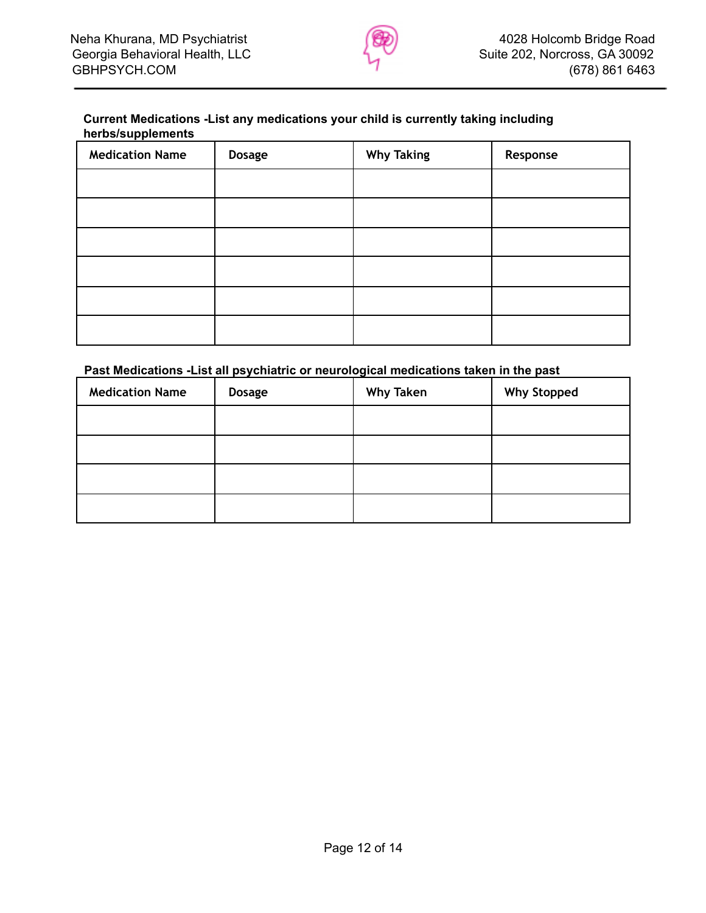**Current Medications -List any medications your child is currently taking including herbs/supplements**

| Medication Name | Dosage | Why Taking | Response |
|---|---|---|---|
| | | | |
| | | | |
| | | | |
| | | | |
| | | | |
| | | | |

**Past Medications -List all psychiatric or neurological medications taken in the past**

| Medication Name | Dosage | Why Taken | Why Stopped |
|---|---|---|---|
| | | | |
| | | | |
| | | | |
| | | | |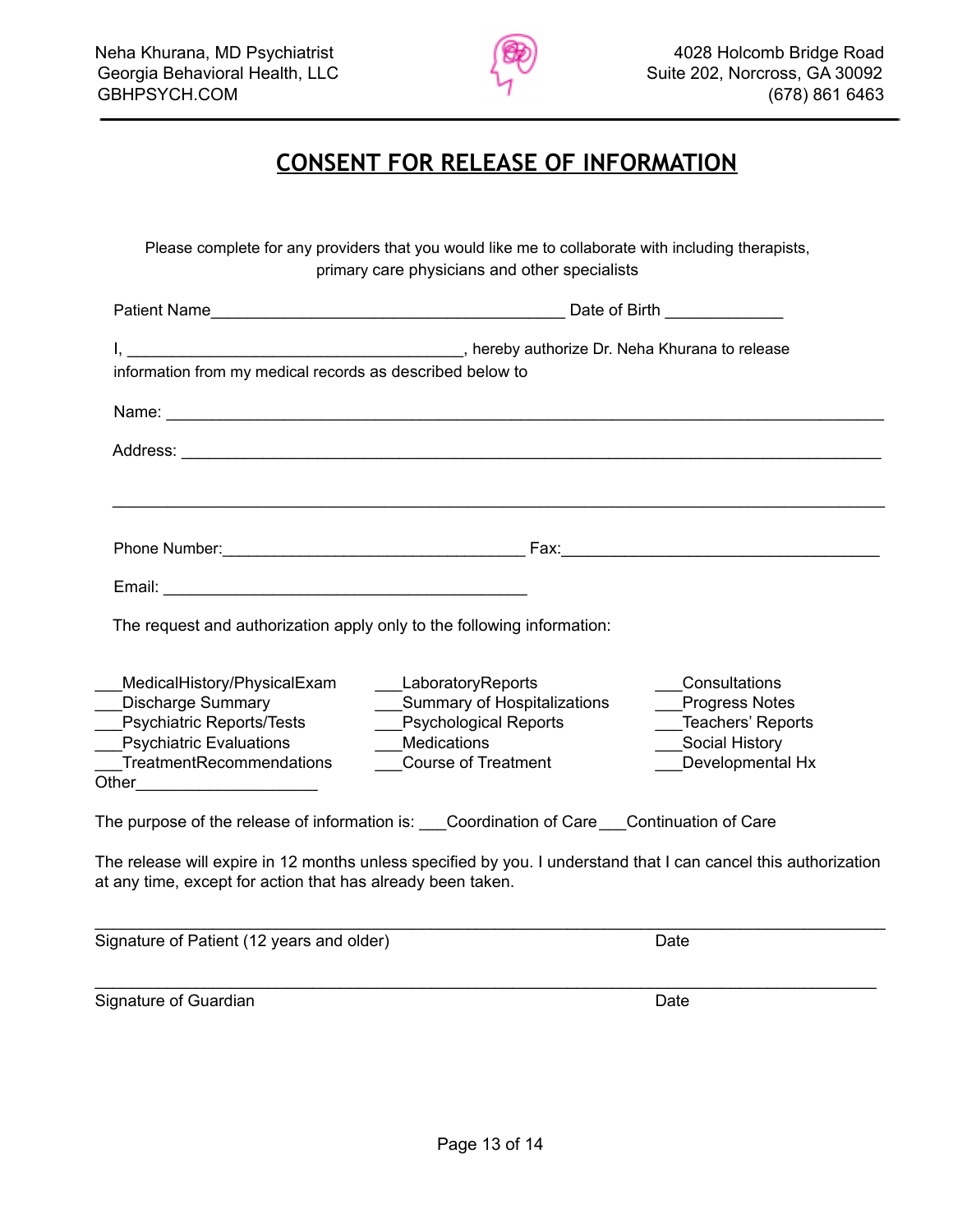Neha Khurana, MD Psychiatrist
Georgia Behavioral Health, LLC
GBHPSYCH.COM

4028 Holcomb Bridge Road
Suite 202, Norcross, GA 30092
(678) 861 6463

# CONSENT FOR RELEASE OF INFORMATION

Please complete for any providers that you would like me to collaborate with including therapists, primary care physicians and other specialists

Patient Name_______________________________________ Date of Birth _____________

I, _____________________________________, hereby authorize Dr. Neha Khurana to release information from my medical records as described below to

Name: ___________________________________________________________________________

Address: _________________________________________________________________________

_________________________________________________________________________________

Phone Number:__________________________________ Fax:___________________________________

Email: ________________________________________

The request and authorization apply only to the following information:

___MedicalHistory/PhysicalExam
___Discharge Summary
___Psychiatric Reports/Tests
___Psychiatric Evaluations
___TreatmentRecommendations
___LaboratoryReports
___Summary of Hospitalizations
___Psychological Reports
___Medications
___Course of Treatment
___Consultations
___Progress Notes
___Teachers' Reports
___Social History
___Developmental Hx
Other____________________

The purpose of the release of information is: ___Coordination of Care___Continuation of Care

The release will expire in 12 months unless specified by you. I understand that I can cancel this authorization at any time, except for action that has already been taken.

_________________________________________________________________________________
Signature of Patient (12 years and older) Date

_________________________________________________________________________________
Signature of Guardian Date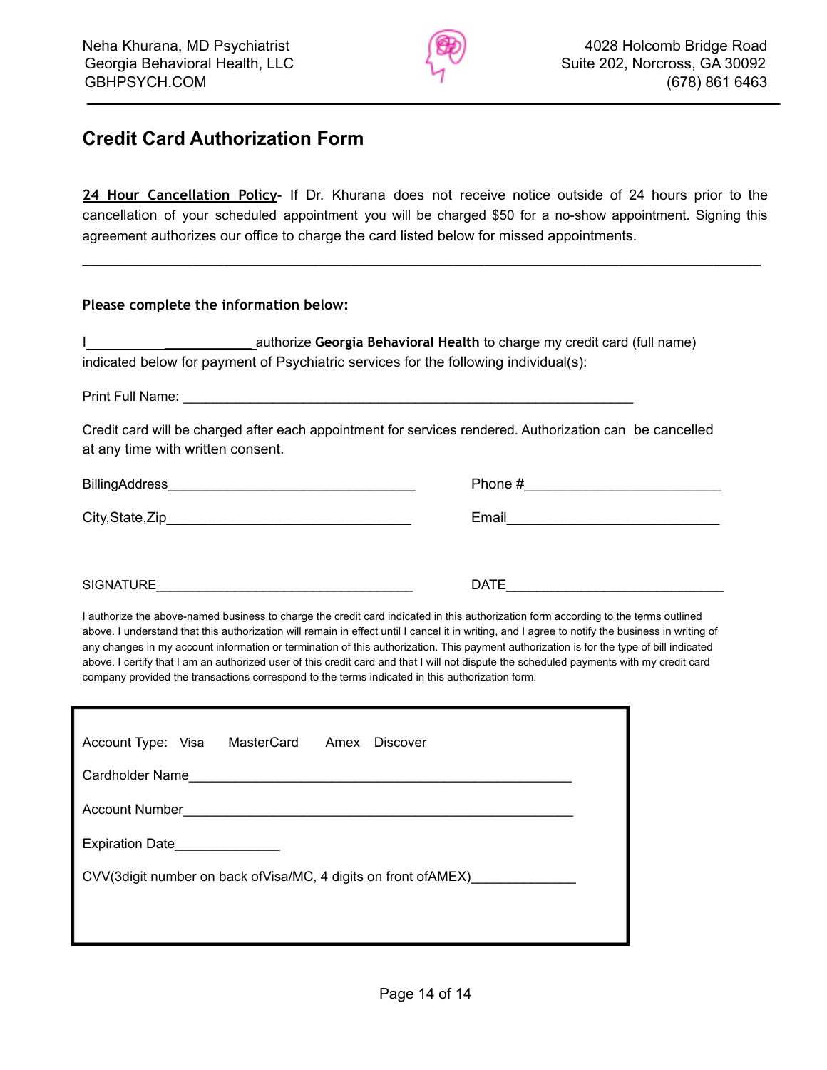Neha Khurana, MD Psychiatrist
Georgia Behavioral Health, LLC
GBHPSYCH.COM

4028 Holcomb Bridge Road
Suite 202, Norcross, GA 30092
(678) 861 6463

## Credit Card Authorization Form

**24 Hour Cancellation Policy**- If Dr. Khurana does not receive notice outside of 24 hours prior to the cancellation of your scheduled appointment you will be charged $50 for a no-show appointment. Signing this agreement authorizes our office to charge the card listed below for missed appointments.

---

**Please complete the information below:**

I________________________authorize **Georgia Behavioral Health** to charge my credit card (full name) indicated below for payment of Psychiatric services for the following individual(s):

Print Full Name: ____________________________________________________________

Credit card will be charged after each appointment for services rendered. Authorization can be cancelled at any time with written consent.

BillingAddress________________________________ Phone #________________________

City,State,Zip_______________________________ Email___________________________

SIGNATURE_________________________________ DATE___________________________

I authorize the above-named business to charge the credit card indicated in this authorization form according to the terms outlined above. I understand that this authorization will remain in effect until I cancel it in writing, and I agree to notify the business in writing of any changes in my account information or termination of this authorization. This payment authorization is for the type of bill indicated above. I certify that I am an authorized user of this credit card and that I will not dispute the scheduled payments with my credit card company provided the transactions correspond to the terms indicated in this authorization form.

Account Type: Visa MasterCard Amex Discover

Cardholder Name__________________________________________________

Account Number__________________________________________________

Expiration Date_____________

CVV(3digit number on back ofVisa/MC, 4 digits on front ofAMEX)_____________